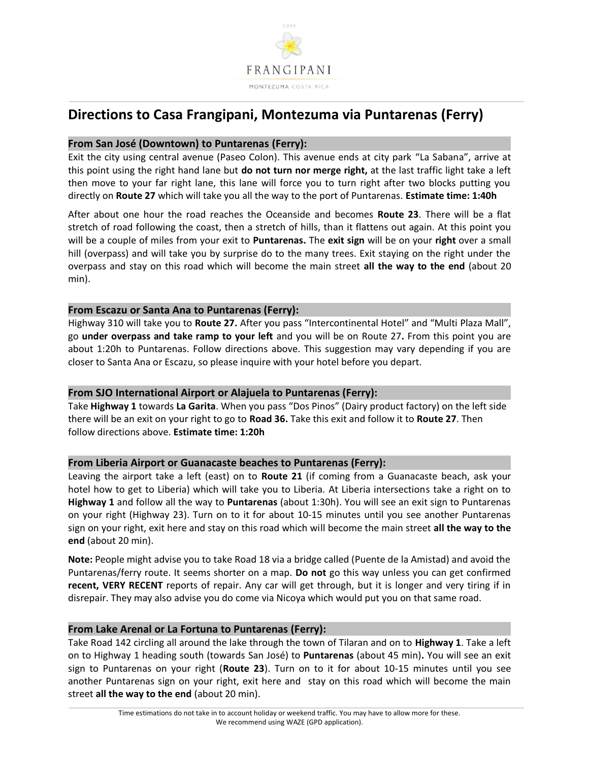CASA

FRANGIPANI

MONTEZUMA COSTA RICA

# Directions to Casa Frangipani, Montezuma via Puntarenas (Ferry)

## From San José (Downtown) to Puntarenas (Ferry):

Exit the city using central avenue (Paseo Colon). This avenue ends at city park "La Sabana", arrive at this point using the right hand lane but **do not turn nor merge right,** at the last traffic light take a left then move to your far right lane, this lane will force you to turn right after two blocks putting you directly on **Route 27** which will take you all the way to the port of Puntarenas. **Estimate time: 1:40h**

After about one hour the road reaches the Oceanside and becomes **Route 23**. There will be a flat stretch of road following the coast, then a stretch of hills, than it flattens out again. At this point you will be a couple of miles from your exit to **Puntarenas.** The **exit sign** will be on your **right** over a small hill (overpass) and will take you by surprise do to the many trees. Exit staying on the right under the overpass and stay on this road which will become the main street **all the way to the end** (about 20 min).

## From Escazu or Santa Ana to Puntarenas (Ferry):

Highway 310 will take you to **Route 27.** After you pass "Intercontinental Hotel" and "Multi Plaza Mall", go **under overpass and take ramp to your left** and you will be on Route 27**.** From this point you are about 1:20h to Puntarenas. Follow directions above. This suggestion may vary depending if you are closer to Santa Ana or Escazu, so please inquire with your hotel before you depart.

## From SJO International Airport or Alajuela to Puntarenas (Ferry):

Take **Highway 1** towards **La Garita**. When you pass "Dos Pinos" (Dairy product factory) on the left side there will be an exit on your right to go to **Road 36.** Take this exit and follow it to **Route 27**. Then follow directions above. **Estimate time: 1:20h**

## From Liberia Airport or Guanacaste beaches to Puntarenas (Ferry):

Leaving the airport take a left (east) on to **Route 21** (if coming from a Guanacaste beach, ask your hotel how to get to Liberia) which will take you to Liberia. At Liberia intersections take a right on to **Highway 1** and follow all the way to **Puntarenas** (about 1:30h). You will see an exit sign to Puntarenas on your right (Highway 23). Turn on to it for about 10-15 minutes until you see another Puntarenas sign on your right, exit here and stay on this road which will become the main street **all the way to the end** (about 20 min).

**Note:** People might advise you to take Road 18 via a bridge called (Puente de la Amistad) and avoid the Puntarenas/ferry route. It seems shorter on a map. **Do not** go this way unless you can get confirmed **recent, VERY RECENT** reports of repair. Any car will get through, but it is longer and very tiring if in disrepair. They may also advise you do come via Nicoya which would put you on that same road.

## From Lake Arenal or La Fortuna to Puntarenas (Ferry):

Take Road 142 circling all around the lake through the town of Tilaran and on to **Highway 1**. Take a left on to Highway 1 heading south (towards San José) to **Puntarenas** (about 45 min)**.** You will see an exit sign to Puntarenas on your right (**Route 23**). Turn on to it for about 10-15 minutes until you see another Puntarenas sign on your right, exit here and stay on this road which will become the main street **all the way to the end** (about 20 min).

Time estimations do not take in to account holiday or weekend traffic. You may have to allow more for these.
We recommend using WAZE (GPD application).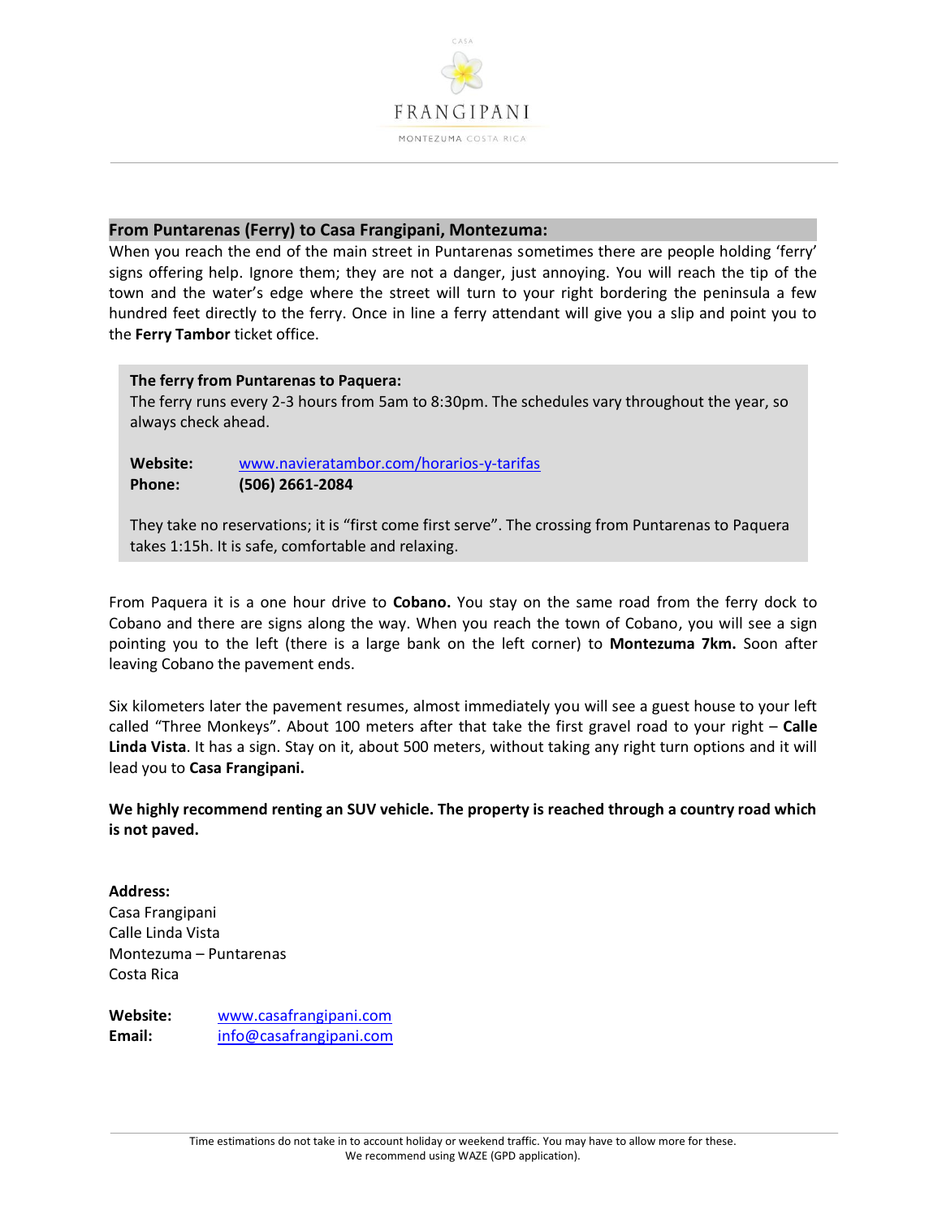## From Puntarenas (Ferry) to Casa Frangipani, Montezuma:

When you reach the end of the main street in Puntarenas sometimes there are people holding 'ferry' signs offering help. Ignore them; they are not a danger, just annoying. You will reach the tip of the town and the water's edge where the street will turn to your right bordering the peninsula a few hundred feet directly to the ferry. Once in line a ferry attendant will give you a slip and point you to the **Ferry Tambor** ticket office.

**The ferry from Puntarenas to Paquera:**

The ferry runs every 2-3 hours from 5am to 8:30pm. The schedules vary throughout the year, so always check ahead.

**Website:** www.navieratambor.com/horarios-y-tarifas
**Phone:** **(506) 2661-2084**

They take no reservations; it is "first come first serve". The crossing from Puntarenas to Paquera takes 1:15h. It is safe, comfortable and relaxing.

From Paquera it is a one hour drive to **Cobano.** You stay on the same road from the ferry dock to Cobano and there are signs along the way. When you reach the town of Cobano, you will see a sign pointing you to the left (there is a large bank on the left corner) to **Montezuma 7km.** Soon after leaving Cobano the pavement ends.

Six kilometers later the pavement resumes, almost immediately you will see a guest house to your left called "Three Monkeys". About 100 meters after that take the first gravel road to your right – **Calle Linda Vista**. It has a sign. Stay on it, about 500 meters, without taking any right turn options and it will lead you to **Casa Frangipani.**

**We highly recommend renting an SUV vehicle. The property is reached through a country road which is not paved.**

**Address:**
Casa Frangipani
Calle Linda Vista
Montezuma – Puntarenas
Costa Rica

**Website:** www.casafrangipani.com
**Email:** info@casafrangipani.com

Time estimations do not take in to account holiday or weekend traffic. You may have to allow more for these.
We recommend using WAZE (GPD application).